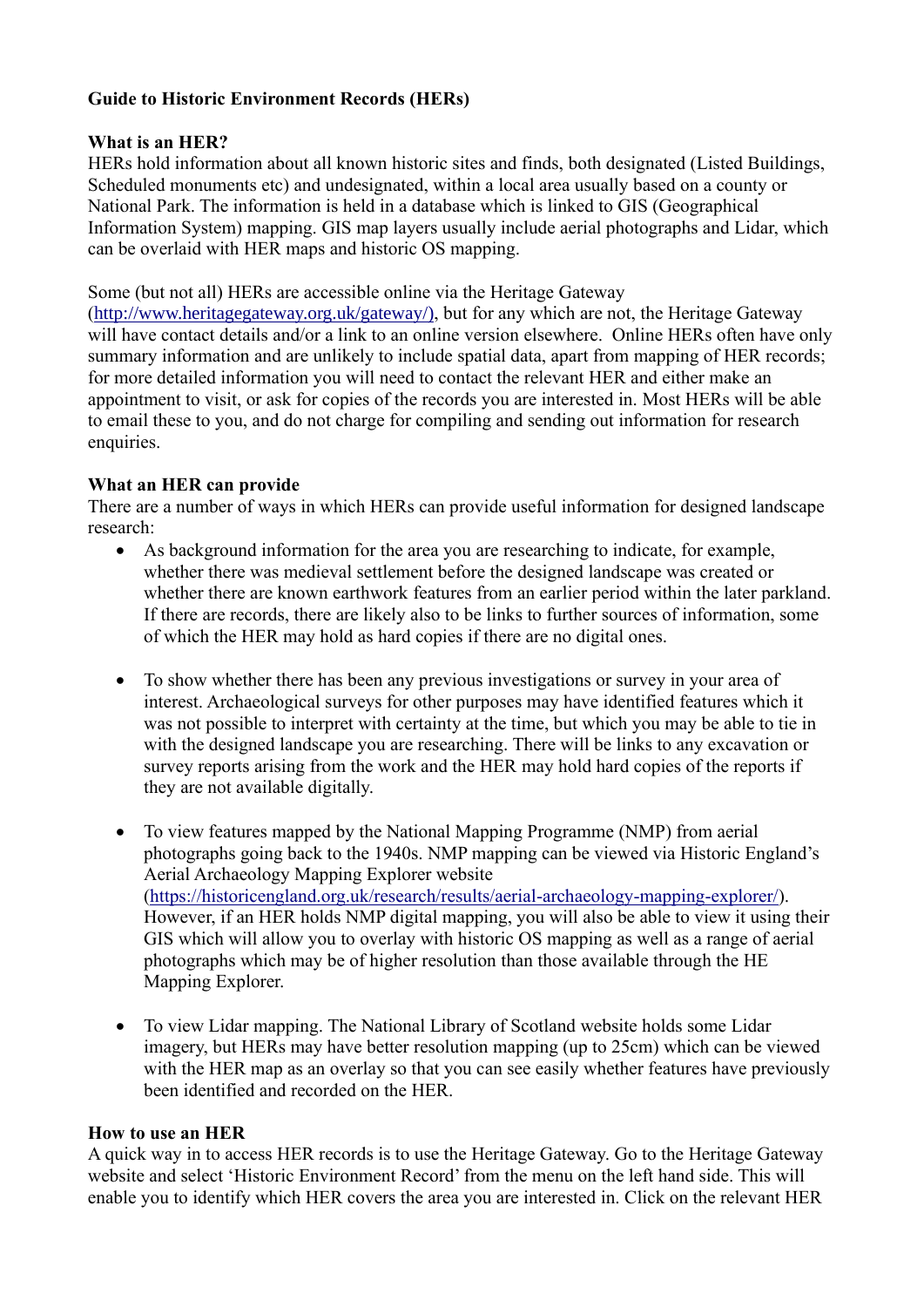# Guide to Historic Environment Records (HERs)

## What is an HER?

HERs hold information about all known historic sites and finds, both designated (Listed Buildings, Scheduled monuments etc) and undesignated, within a local area usually based on a county or National Park. The information is held in a database which is linked to GIS (Geographical Information System) mapping. GIS map layers usually include aerial photographs and Lidar, which can be overlaid with HER maps and historic OS mapping.

Some (but not all) HERs are accessible online via the Heritage Gateway (http://www.heritagegateway.org.uk/gateway/), but for any which are not, the Heritage Gateway will have contact details and/or a link to an online version elsewhere. Online HERs often have only summary information and are unlikely to include spatial data, apart from mapping of HER records; for more detailed information you will need to contact the relevant HER and either make an appointment to visit, or ask for copies of the records you are interested in. Most HERs will be able to email these to you, and do not charge for compiling and sending out information for research enquiries.

## What an HER can provide

There are a number of ways in which HERs can provide useful information for designed landscape research:

- As background information for the area you are researching to indicate, for example, whether there was medieval settlement before the designed landscape was created or whether there are known earthwork features from an earlier period within the later parkland. If there are records, there are likely also to be links to further sources of information, some of which the HER may hold as hard copies if there are no digital ones.

- To show whether there has been any previous investigations or survey in your area of interest. Archaeological surveys for other purposes may have identified features which it was not possible to interpret with certainty at the time, but which you may be able to tie in with the designed landscape you are researching. There will be links to any excavation or survey reports arising from the work and the HER may hold hard copies of the reports if they are not available digitally.

- To view features mapped by the National Mapping Programme (NMP) from aerial photographs going back to the 1940s. NMP mapping can be viewed via Historic England's Aerial Archaeology Mapping Explorer website (https://historicengland.org.uk/research/results/aerial-archaeology-mapping-explorer/). However, if an HER holds NMP digital mapping, you will also be able to view it using their GIS which will allow you to overlay with historic OS mapping as well as a range of aerial photographs which may be of higher resolution than those available through the HE Mapping Explorer.

- To view Lidar mapping. The National Library of Scotland website holds some Lidar imagery, but HERs may have better resolution mapping (up to 25cm) which can be viewed with the HER map as an overlay so that you can see easily whether features have previously been identified and recorded on the HER.

## How to use an HER

A quick way in to access HER records is to use the Heritage Gateway. Go to the Heritage Gateway website and select 'Historic Environment Record' from the menu on the left hand side. This will enable you to identify which HER covers the area you are interested in. Click on the relevant HER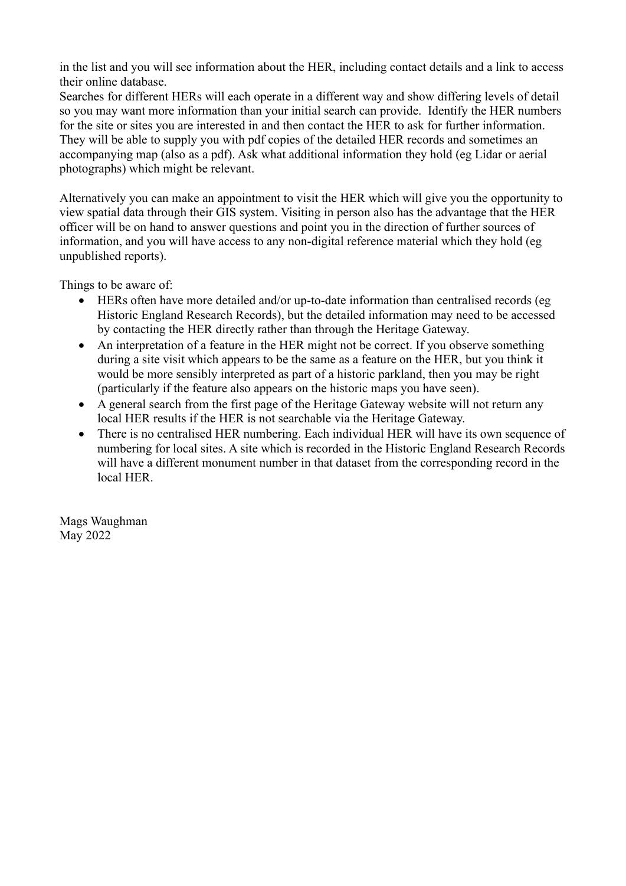in the list and you will see information about the HER, including contact details and a link to access their online database.
Searches for different HERs will each operate in a different way and show differing levels of detail so you may want more information than your initial search can provide. Identify the HER numbers for the site or sites you are interested in and then contact the HER to ask for further information. They will be able to supply you with pdf copies of the detailed HER records and sometimes an accompanying map (also as a pdf). Ask what additional information they hold (eg Lidar or aerial photographs) which might be relevant.

Alternatively you can make an appointment to visit the HER which will give you the opportunity to view spatial data through their GIS system. Visiting in person also has the advantage that the HER officer will be on hand to answer questions and point you in the direction of further sources of information, and you will have access to any non-digital reference material which they hold (eg unpublished reports).

Things to be aware of:

- HERs often have more detailed and/or up-to-date information than centralised records (eg Historic England Research Records), but the detailed information may need to be accessed by contacting the HER directly rather than through the Heritage Gateway.
- An interpretation of a feature in the HER might not be correct. If you observe something during a site visit which appears to be the same as a feature on the HER, but you think it would be more sensibly interpreted as part of a historic parkland, then you may be right (particularly if the feature also appears on the historic maps you have seen).
- A general search from the first page of the Heritage Gateway website will not return any local HER results if the HER is not searchable via the Heritage Gateway.
- There is no centralised HER numbering. Each individual HER will have its own sequence of numbering for local sites. A site which is recorded in the Historic England Research Records will have a different monument number in that dataset from the corresponding record in the local HER.

Mags Waughman
May 2022